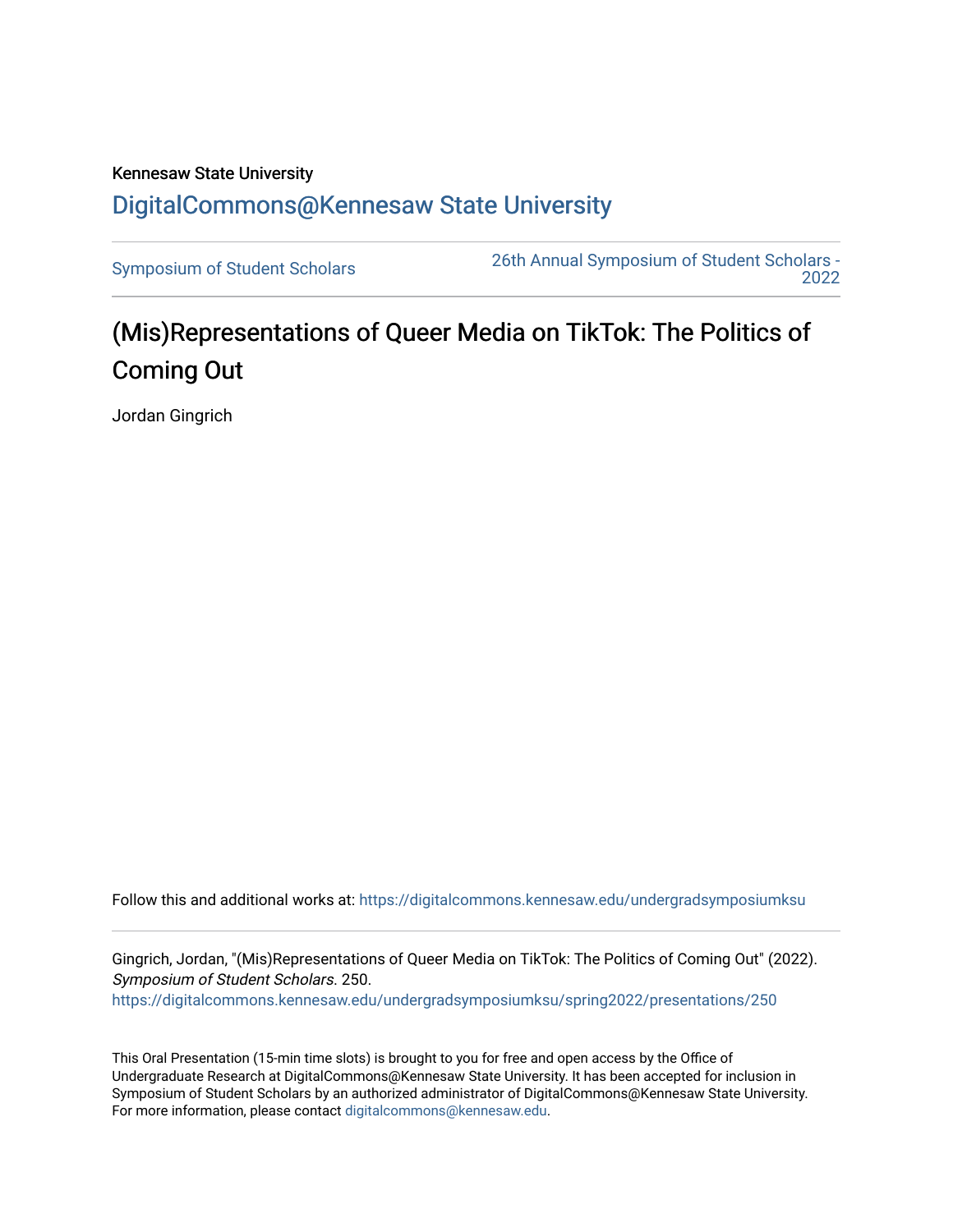Kennesaw State University

DigitalCommons@Kennesaw State University

Symposium of Student Scholars | 26th Annual Symposium of Student Scholars - 2022

# (Mis)Representations of Queer Media on TikTok: The Politics of Coming Out

Jordan Gingrich

Follow this and additional works at: https://digitalcommons.kennesaw.edu/undergradsymposiumksu

Gingrich, Jordan, "(Mis)Representations of Queer Media on TikTok: The Politics of Coming Out" (2022). *Symposium of Student Scholars*. 250.
https://digitalcommons.kennesaw.edu/undergradsymposiumksu/spring2022/presentations/250

This Oral Presentation (15-min time slots) is brought to you for free and open access by the Office of Undergraduate Research at DigitalCommons@Kennesaw State University. It has been accepted for inclusion in Symposium of Student Scholars by an authorized administrator of DigitalCommons@Kennesaw State University. For more information, please contact digitalcommons@kennesaw.edu.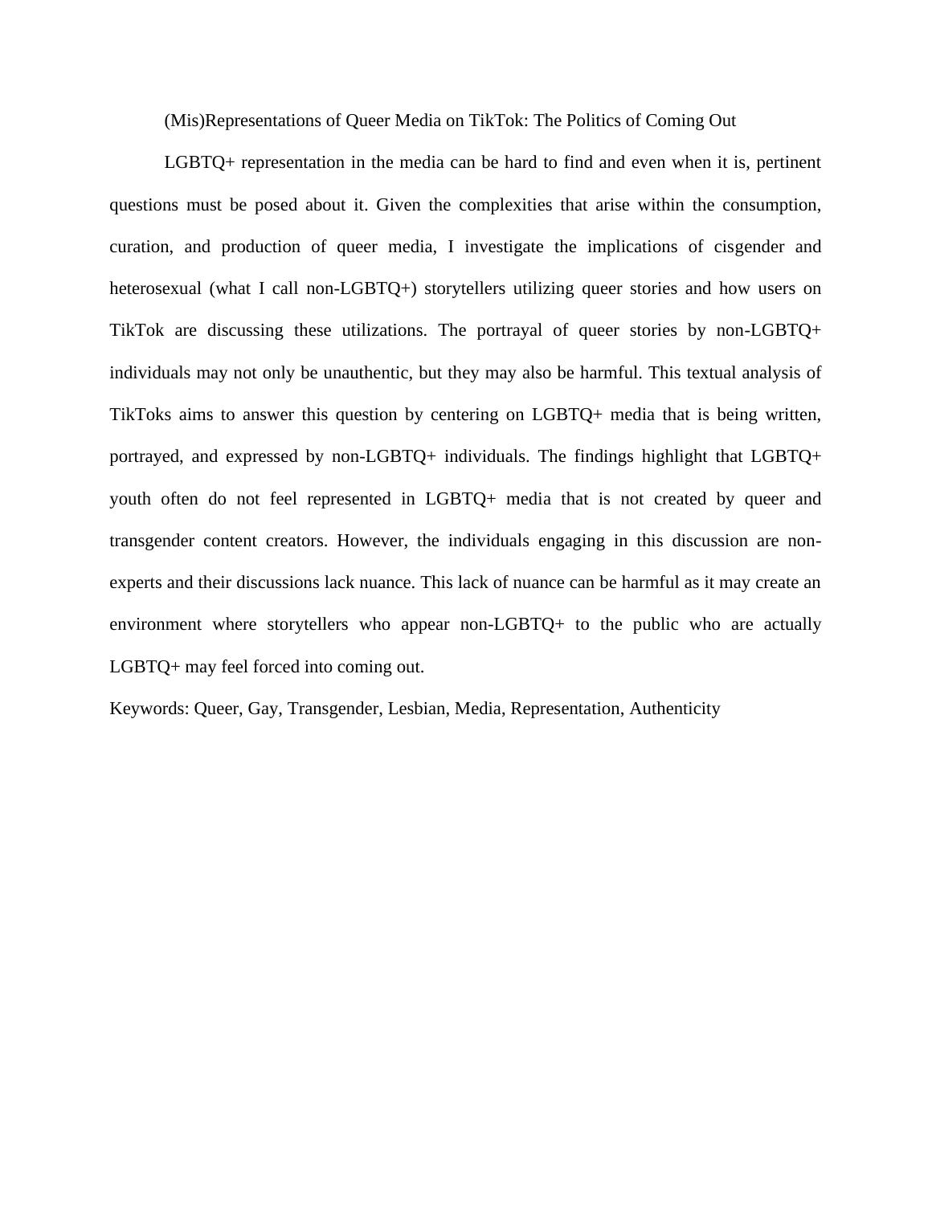# (Mis)Representations of Queer Media on TikTok: The Politics of Coming Out

LGBTQ+ representation in the media can be hard to find and even when it is, pertinent questions must be posed about it. Given the complexities that arise within the consumption, curation, and production of queer media, I investigate the implications of cisgender and heterosexual (what I call non-LGBTQ+) storytellers utilizing queer stories and how users on TikTok are discussing these utilizations. The portrayal of queer stories by non-LGBTQ+ individuals may not only be unauthentic, but they may also be harmful. This textual analysis of TikToks aims to answer this question by centering on LGBTQ+ media that is being written, portrayed, and expressed by non-LGBTQ+ individuals. The findings highlight that LGBTQ+ youth often do not feel represented in LGBTQ+ media that is not created by queer and transgender content creators. However, the individuals engaging in this discussion are non-experts and their discussions lack nuance. This lack of nuance can be harmful as it may create an environment where storytellers who appear non-LGBTQ+ to the public who are actually LGBTQ+ may feel forced into coming out.

Keywords: Queer, Gay, Transgender, Lesbian, Media, Representation, Authenticity